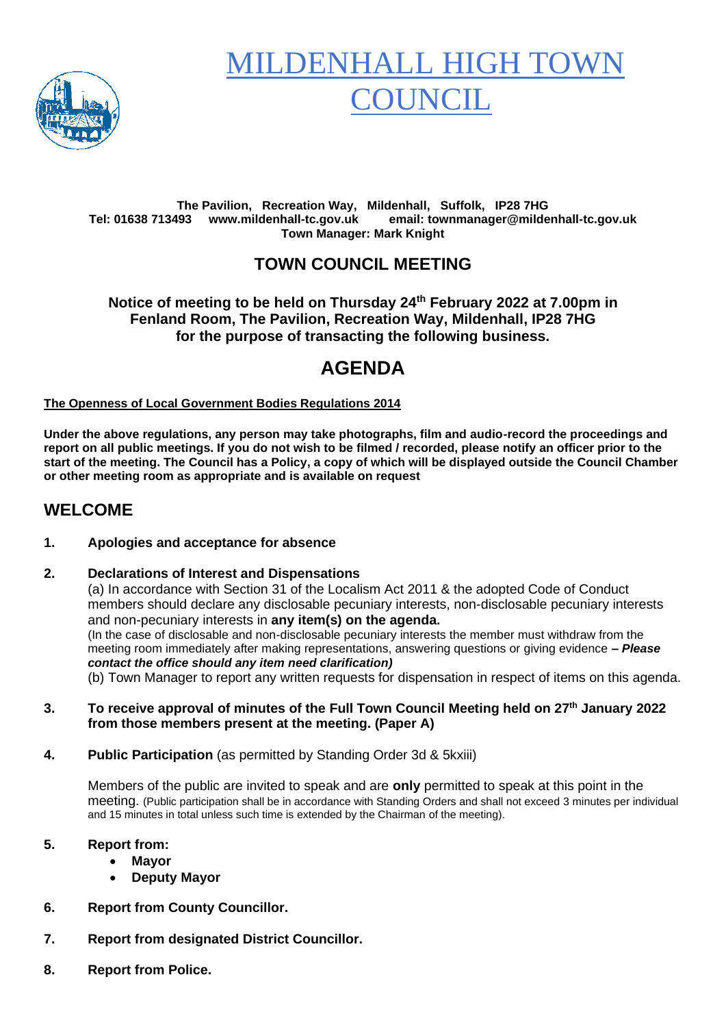# MILDENHALL HIGH TOWN COUNCIL

**The Pavilion, Recreation Way, Mildenhall, Suffolk, IP28 7HG**
**Tel: 01638 713493 www.mildenhall-tc.gov.uk email: townmanager@mildenhall-tc.gov.uk**
**Town Manager: Mark Knight**

## TOWN COUNCIL MEETING

**Notice of meeting to be held on Thursday 24th February 2022 at 7.00pm in Fenland Room, The Pavilion, Recreation Way, Mildenhall, IP28 7HG for the purpose of transacting the following business.**

# AGENDA

**The Openness of Local Government Bodies Regulations 2014**

**Under the above regulations, any person may take photographs, film and audio-record the proceedings and report on all public meetings. If you do not wish to be filmed / recorded, please notify an officer prior to the start of the meeting. The Council has a Policy, a copy of which will be displayed outside the Council Chamber or other meeting room as appropriate and is available on request**

## WELCOME

**1. Apologies and acceptance for absence**

**2. Declarations of Interest and Dispensations**

(a) In accordance with Section 31 of the Localism Act 2011 & the adopted Code of Conduct members should declare any disclosable pecuniary interests, non-disclosable pecuniary interests and non-pecuniary interests in **any item(s) on the agenda.**

(In the case of disclosable and non-disclosable pecuniary interests the member must withdraw from the meeting room immediately after making representations, answering questions or giving evidence ***– Please contact the office should any item need clarification)***

(b) Town Manager to report any written requests for dispensation in respect of items on this agenda.

**3. To receive approval of minutes of the Full Town Council Meeting held on 27th January 2022 from those members present at the meeting. (Paper A)**

**4. Public Participation** (as permitted by Standing Order 3d & 5kxiii)

Members of the public are invited to speak and are **only** permitted to speak at this point in the meeting. (Public participation shall be in accordance with Standing Orders and shall not exceed 3 minutes per individual and 15 minutes in total unless such time is extended by the Chairman of the meeting).

**5. Report from:**
- **Mayor**
- **Deputy Mayor**

**6. Report from County Councillor.**

**7. Report from designated District Councillor.**

**8. Report from Police.**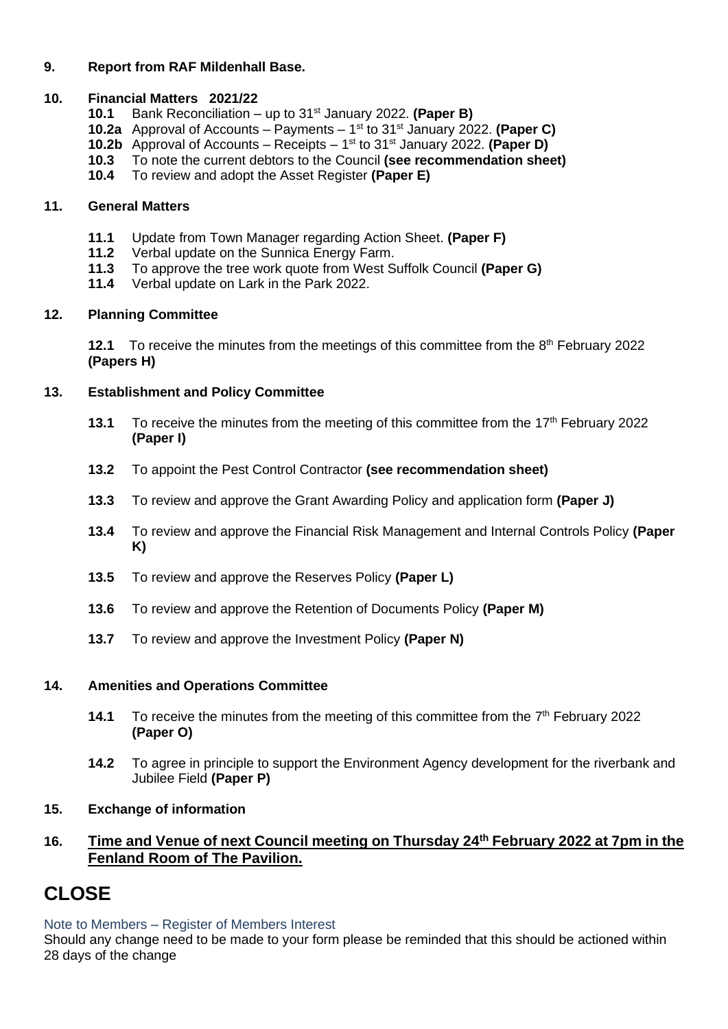**9. Report from RAF Mildenhall Base.**

**10. Financial Matters 2021/22**

- **10.1** Bank Reconciliation – up to 31st January 2022. **(Paper B)**
- **10.2a** Approval of Accounts – Payments – 1st to 31st January 2022. **(Paper C)**
- **10.2b** Approval of Accounts – Receipts – 1st to 31st January 2022. **(Paper D)**
- **10.3** To note the current debtors to the Council **(see recommendation sheet)**
- **10.4** To review and adopt the Asset Register **(Paper E)**

**11. General Matters**

- **11.1** Update from Town Manager regarding Action Sheet. **(Paper F)**
- **11.2** Verbal update on the Sunnica Energy Farm.
- **11.3** To approve the tree work quote from West Suffolk Council **(Paper G)**
- **11.4** Verbal update on Lark in the Park 2022.

**12. Planning Committee**

**12.1** To receive the minutes from the meetings of this committee from the 8th February 2022 **(Papers H)**

**13. Establishment and Policy Committee**

**13.1** To receive the minutes from the meeting of this committee from the 17th February 2022 **(Paper I)**

**13.2** To appoint the Pest Control Contractor **(see recommendation sheet)**

**13.3** To review and approve the Grant Awarding Policy and application form **(Paper J)**

**13.4** To review and approve the Financial Risk Management and Internal Controls Policy **(Paper K)**

**13.5** To review and approve the Reserves Policy **(Paper L)**

**13.6** To review and approve the Retention of Documents Policy **(Paper M)**

**13.7** To review and approve the Investment Policy **(Paper N)**

**14. Amenities and Operations Committee**

**14.1** To receive the minutes from the meeting of this committee from the 7th February 2022 **(Paper O)**

**14.2** To agree in principle to support the Environment Agency development for the riverbank and Jubilee Field **(Paper P)**

**15. Exchange of information**

**16. <u>Time and Venue of next Council meeting on Thursday 24th February 2022 at 7pm in the Fenland Room of The Pavilion.</u>**

# CLOSE

Note to Members – Register of Members Interest

Should any change need to be made to your form please be reminded that this should be actioned within 28 days of the change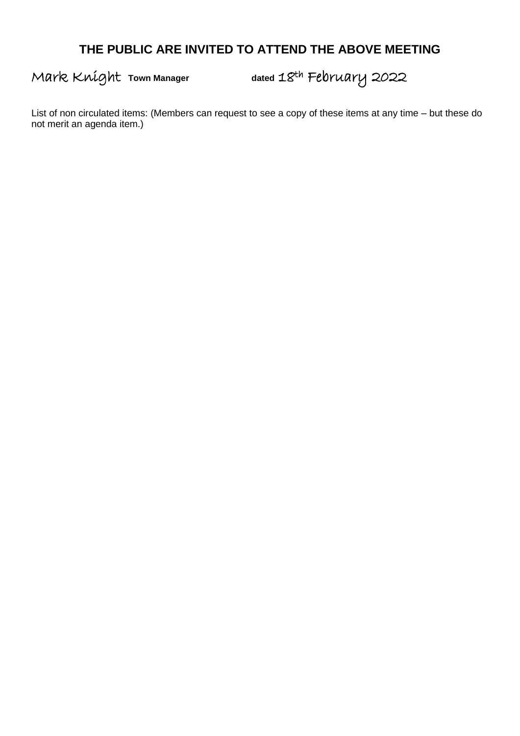**THE PUBLIC ARE INVITED TO ATTEND THE ABOVE MEETING**

Mark Knight **Town Manager** **dated** 18th February 2022

List of non circulated items: (Members can request to see a copy of these items at any time – but these do not merit an agenda item.)